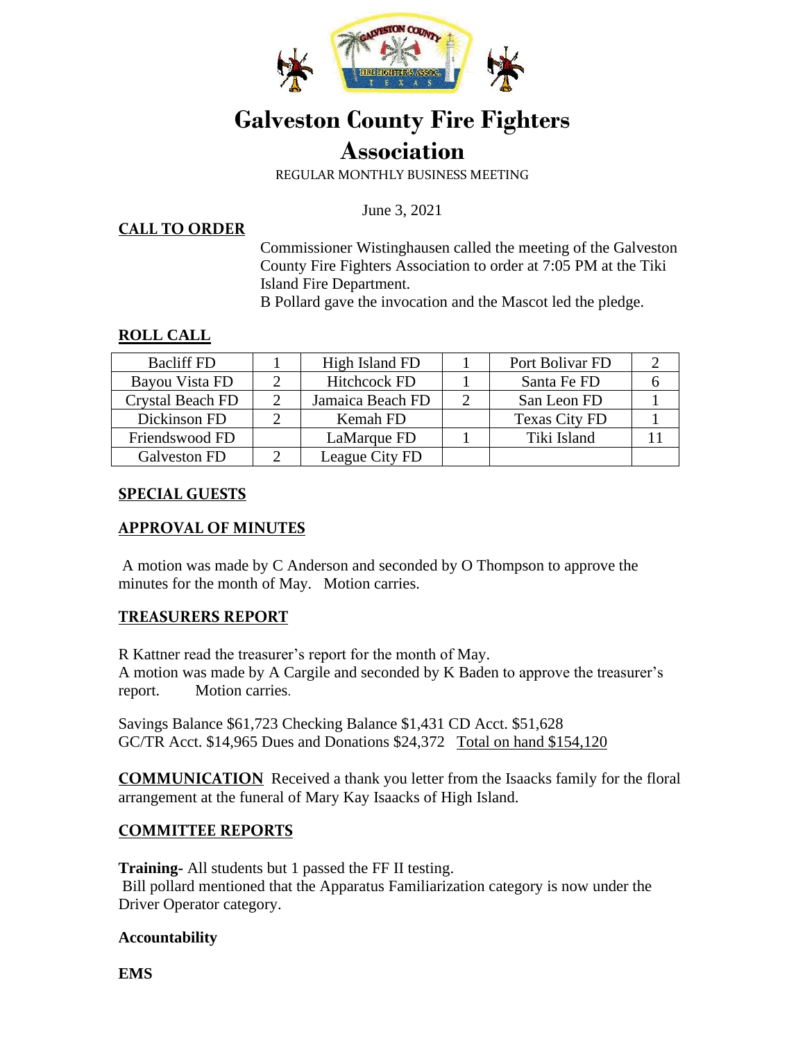# Galveston County Fire Fighters Association

REGULAR MONTHLY BUSINESS MEETING

June 3, 2021

## CALL TO ORDER

Commissioner Wistinghausen called the meeting of the Galveston County Fire Fighters Association to order at 7:05 PM at the Tiki Island Fire Department.

B Pollard gave the invocation and the Mascot led the pledge.

## ROLL CALL

| Bacliff FD | 1 | High Island FD | 1 | Port Bolivar FD | 2 |
|---|---|---|---|---|---|
| Bayou Vista FD | 2 | Hitchcock FD | 1 | Santa Fe FD | 6 |
| Crystal Beach FD | 2 | Jamaica Beach FD | 2 | San Leon FD | 1 |
| Dickinson FD | 2 | Kemah FD | | Texas City FD | 1 |
| Friendswood FD | | LaMarque FD | 1 | Tiki Island | 11 |
| Galveston FD | 2 | League City FD | | | |

## SPECIAL GUESTS

## APPROVAL OF MINUTES

A motion was made by C Anderson and seconded by O Thompson to approve the minutes for the month of May. Motion carries.

## TREASURERS REPORT

R Kattner read the treasurer's report for the month of May.
A motion was made by A Cargile and seconded by K Baden to approve the treasurer's report. Motion carries.

Savings Balance $61,723 Checking Balance $1,431 CD Acct. $51,628
GC/TR Acct. $14,965 Dues and Donations $24,372 Total on hand $154,120

**COMMUNICATION** Received a thank you letter from the Isaacks family for the floral arrangement at the funeral of Mary Kay Isaacks of High Island.

## COMMITTEE REPORTS

**Training-** All students but 1 passed the FF II testing.
Bill pollard mentioned that the Apparatus Familiarization category is now under the Driver Operator category.

**Accountability**

**EMS**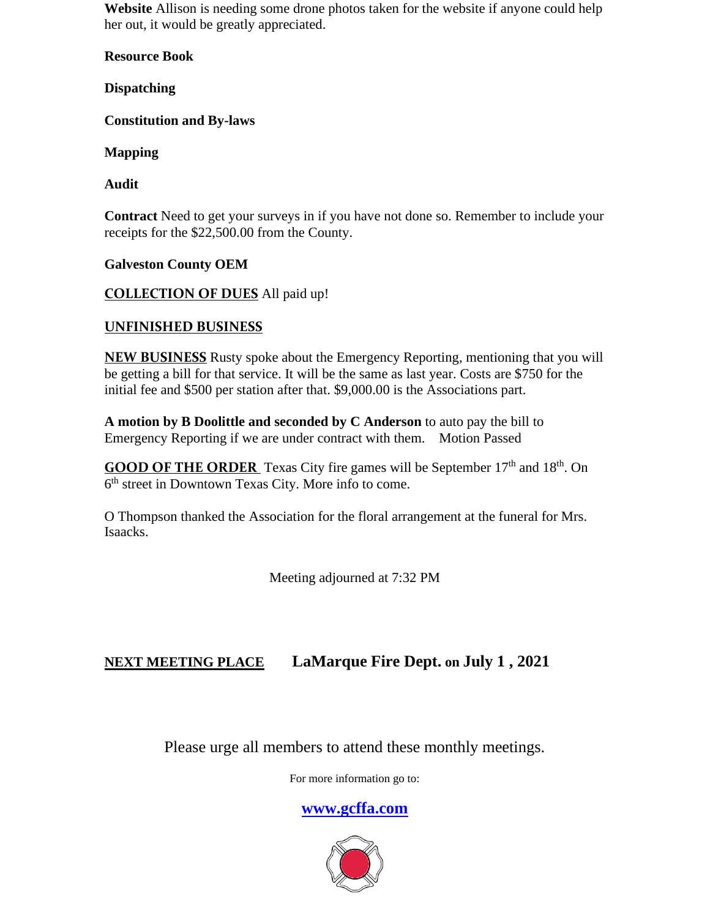**Website** Allison is needing some drone photos taken for the website if anyone could help her out, it would be greatly appreciated.

**Resource Book**

**Dispatching**

**Constitution and By-laws**

**Mapping**

**Audit**

**Contract** Need to get your surveys in if you have not done so. Remember to include your receipts for the $22,500.00 from the County.

**Galveston County OEM**

**COLLECTION OF DUES** All paid up!

**UNFINISHED BUSINESS**

**NEW BUSINESS** Rusty spoke about the Emergency Reporting, mentioning that you will be getting a bill for that service. It will be the same as last year. Costs are $750 for the initial fee and $500 per station after that. $9,000.00 is the Associations part.

**A motion by B Doolittle and seconded by C Anderson** to auto pay the bill to Emergency Reporting if we are under contract with them. Motion Passed

**GOOD OF THE ORDER** Texas City fire games will be September 17th and 18th. On 6th street in Downtown Texas City. More info to come.

O Thompson thanked the Association for the floral arrangement at the funeral for Mrs. Isaacks.

Meeting adjourned at 7:32 PM

**NEXT MEETING PLACE** **LaMarque Fire Dept. on July 1 , 2021**

Please urge all members to attend these monthly meetings.

For more information go to:

**www.gcffa.com**